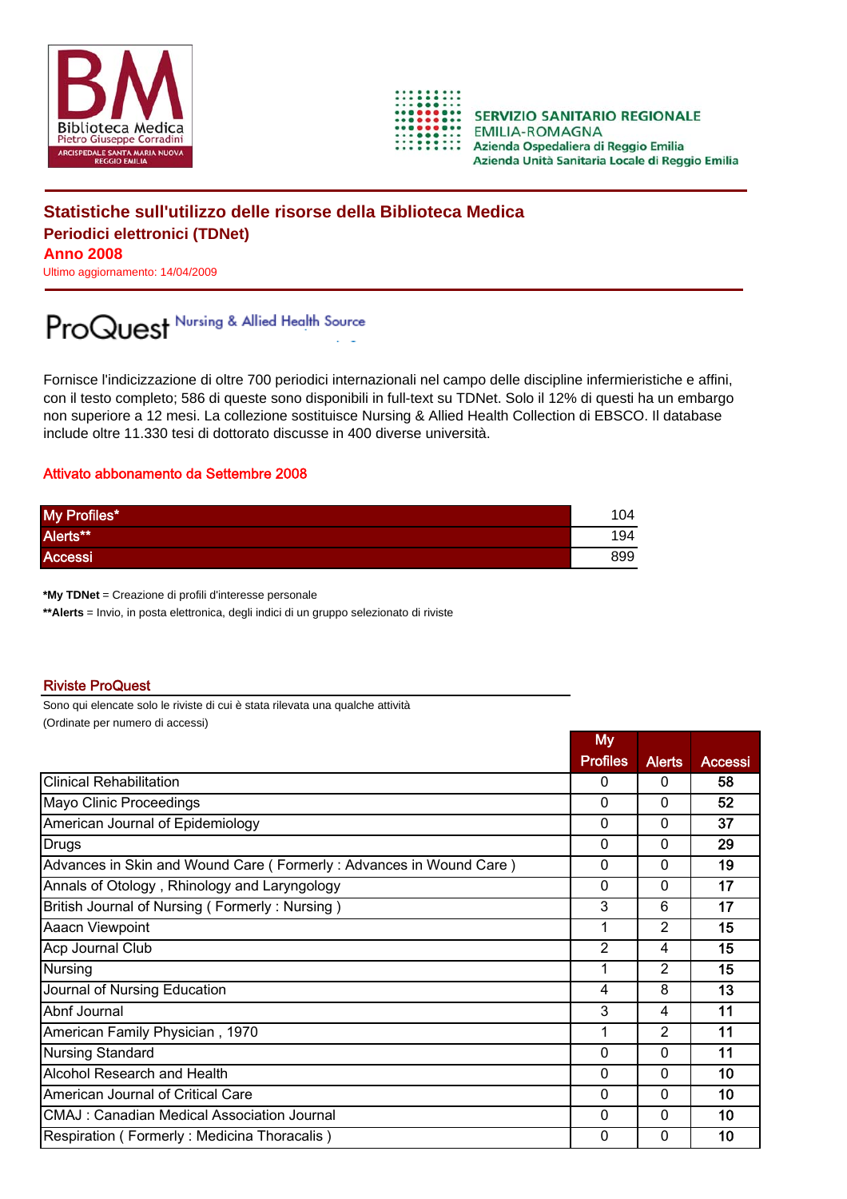SERVIZIO SANITARIO REGIONALE
EMILIA-ROMAGNA
Azienda Ospedaliera di Reggio Emilia
Azienda Unità Sanitaria Locale di Reggio Emilia

## Statistiche sull'utilizzo delle risorse della Biblioteca Medica
### Periodici elettronici (TDNet)
### Anno 2008
Ultimo aggiornamento: 14/04/2009

ProQuest Nursing & Allied Health Source

Fornisce l'indicizzazione di oltre 700 periodici internazionali nel campo delle discipline infermieristiche e affini, con il testo completo; 586 di queste sono disponibili in full-text su TDNet. Solo il 12% di questi ha un embargo non superiore a 12 mesi. La collezione sostituisce Nursing & Allied Health Collection di EBSCO. Il database include oltre 11.330 tesi di dottorato discusse in 400 diverse università.

Attivato abbonamento da Settembre 2008

| | |
|---|---|
| My Profiles* | 104 |
| Alerts** | 194 |
| Accessi | 899 |

***My TDNet** = Creazione di profili d'interesse personale
****Alerts** = Invio, in posta elettronica, degli indici di un gruppo selezionato di riviste

### Riviste ProQuest

Sono qui elencate solo le riviste di cui è stata rilevata una qualche attività
(Ordinate per numero di accessi)

| | My Profiles | Alerts | Accessi |
|---|---|---|---|
| Clinical Rehabilitation | 0 | 0 | **58** |
| Mayo Clinic Proceedings | 0 | 0 | **52** |
| American Journal of Epidemiology | 0 | 0 | **37** |
| Drugs | 0 | 0 | **29** |
| Advances in Skin and Wound Care ( Formerly : Advances in Wound Care ) | 0 | 0 | **19** |
| Annals of Otology , Rhinology and Laryngology | 0 | 0 | **17** |
| British Journal of Nursing ( Formerly : Nursing ) | 3 | 6 | **17** |
| Aaacn Viewpoint | 1 | 2 | **15** |
| Acp Journal Club | 2 | 4 | **15** |
| Nursing | 1 | 2 | **15** |
| Journal of Nursing Education | 4 | 8 | **13** |
| Abnf Journal | 3 | 4 | **11** |
| American Family Physician , 1970 | 1 | 2 | **11** |
| Nursing Standard | 0 | 0 | **11** |
| Alcohol Research and Health | 0 | 0 | **10** |
| American Journal of Critical Care | 0 | 0 | **10** |
| CMAJ : Canadian Medical Association Journal | 0 | 0 | **10** |
| Respiration ( Formerly : Medicina Thoracalis ) | 0 | 0 | **10** |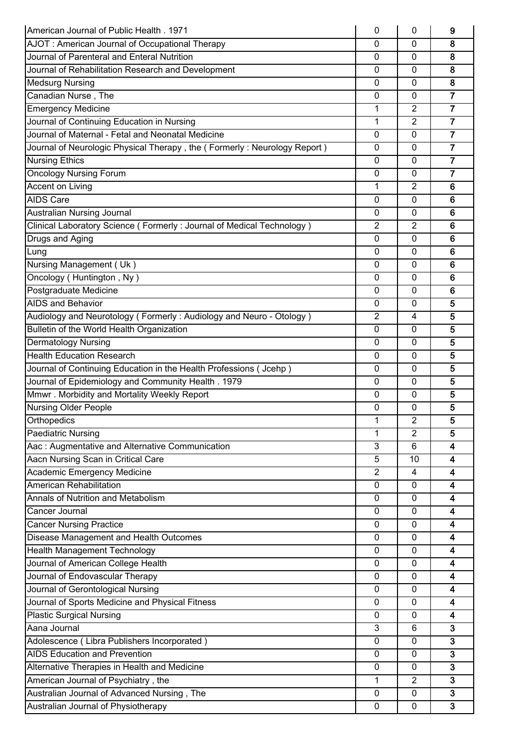| | | | |
|---|---|---|---|
| American Journal of Public Health . 1971 | 0 | 0 | 9 |
| AJOT : American Journal of Occupational Therapy | 0 | 0 | 8 |
| Journal of Parenteral and Enteral Nutrition | 0 | 0 | 8 |
| Journal of Rehabilitation Research and Development | 0 | 0 | 8 |
| Medsurg Nursing | 0 | 0 | 8 |
| Canadian Nurse , The | 0 | 0 | 7 |
| Emergency Medicine | 1 | 2 | 7 |
| Journal of Continuing Education in Nursing | 1 | 2 | 7 |
| Journal of Maternal - Fetal and Neonatal Medicine | 0 | 0 | 7 |
| Journal of Neurologic Physical Therapy , the ( Formerly : Neurology Report ) | 0 | 0 | 7 |
| Nursing Ethics | 0 | 0 | 7 |
| Oncology Nursing Forum | 0 | 0 | 7 |
| Accent on Living | 1 | 2 | 6 |
| AIDS Care | 0 | 0 | 6 |
| Australian Nursing Journal | 0 | 0 | 6 |
| Clinical Laboratory Science ( Formerly : Journal of Medical Technology ) | 2 | 2 | 6 |
| Drugs and Aging | 0 | 0 | 6 |
| Lung | 0 | 0 | 6 |
| Nursing Management ( Uk ) | 0 | 0 | 6 |
| Oncology ( Huntington , Ny ) | 0 | 0 | 6 |
| Postgraduate Medicine | 0 | 0 | 6 |
| AIDS and Behavior | 0 | 0 | 5 |
| Audiology and Neurotology ( Formerly : Audiology and Neuro - Otology ) | 2 | 4 | 5 |
| Bulletin of the World Health Organization | 0 | 0 | 5 |
| Dermatology Nursing | 0 | 0 | 5 |
| Health Education Research | 0 | 0 | 5 |
| Journal of Continuing Education in the Health Professions ( Jcehp ) | 0 | 0 | 5 |
| Journal of Epidemiology and Community Health . 1979 | 0 | 0 | 5 |
| Mmwr . Morbidity and Mortality Weekly Report | 0 | 0 | 5 |
| Nursing Older People | 0 | 0 | 5 |
| Orthopedics | 1 | 2 | 5 |
| Paediatric Nursing | 1 | 2 | 5 |
| Aac : Augmentative and Alternative Communication | 3 | 6 | 4 |
| Aacn Nursing Scan in Critical Care | 5 | 10 | 4 |
| Academic Emergency Medicine | 2 | 4 | 4 |
| American Rehabilitation | 0 | 0 | 4 |
| Annals of Nutrition and Metabolism | 0 | 0 | 4 |
| Cancer Journal | 0 | 0 | 4 |
| Cancer Nursing Practice | 0 | 0 | 4 |
| Disease Management and Health Outcomes | 0 | 0 | 4 |
| Health Management Technology | 0 | 0 | 4 |
| Journal of American College Health | 0 | 0 | 4 |
| Journal of Endovascular Therapy | 0 | 0 | 4 |
| Journal of Gerontological Nursing | 0 | 0 | 4 |
| Journal of Sports Medicine and Physical Fitness | 0 | 0 | 4 |
| Plastic Surgical Nursing | 0 | 0 | 4 |
| Aana Journal | 3 | 6 | 3 |
| Adolescence ( Libra Publishers Incorporated ) | 0 | 0 | 3 |
| AIDS Education and Prevention | 0 | 0 | 3 |
| Alternative Therapies in Health and Medicine | 0 | 0 | 3 |
| American Journal of Psychiatry , the | 1 | 2 | 3 |
| Australian Journal of Advanced Nursing , The | 0 | 0 | 3 |
| Australian Journal of Physiotherapy | 0 | 0 | 3 |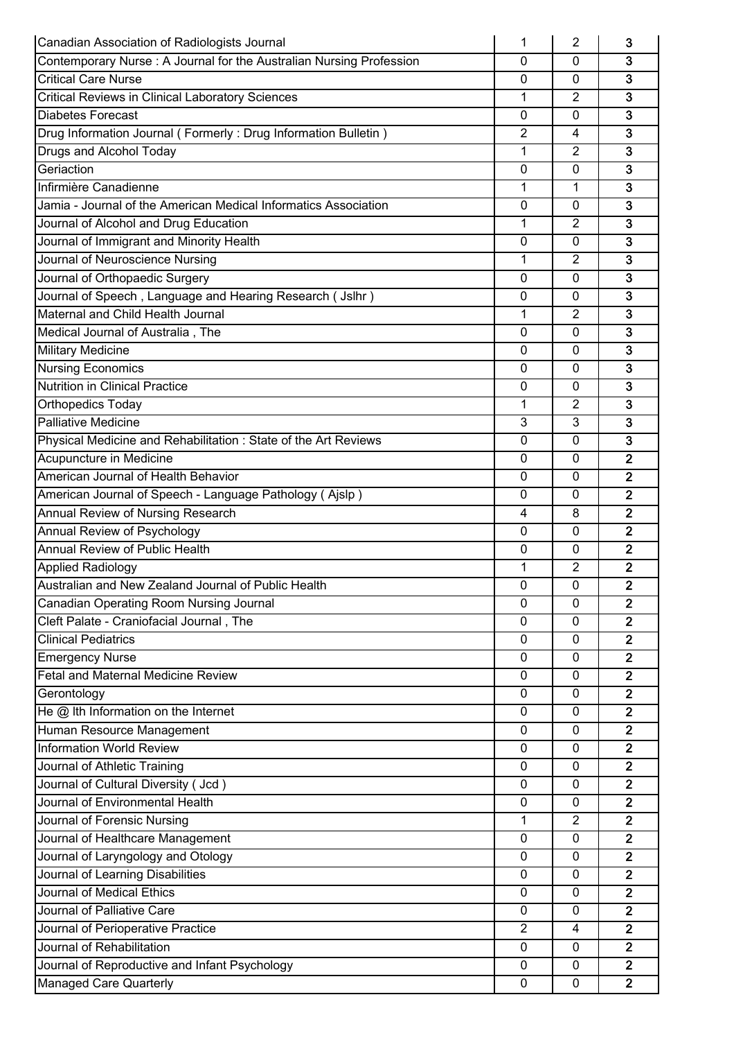| | | | |
|---|---|---|---|
| Canadian Association of Radiologists Journal | 1 | 2 | **3** |
| Contemporary Nurse : A Journal for the Australian Nursing Profession | 0 | 0 | **3** |
| Critical Care Nurse | 0 | 0 | **3** |
| Critical Reviews in Clinical Laboratory Sciences | 1 | 2 | **3** |
| Diabetes Forecast | 0 | 0 | **3** |
| Drug Information Journal ( Formerly : Drug Information Bulletin ) | 2 | 4 | **3** |
| Drugs and Alcohol Today | 1 | 2 | **3** |
| Geriaction | 0 | 0 | **3** |
| Infirmière Canadienne | 1 | 1 | **3** |
| Jamia - Journal of the American Medical Informatics Association | 0 | 0 | **3** |
| Journal of Alcohol and Drug Education | 1 | 2 | **3** |
| Journal of Immigrant and Minority Health | 0 | 0 | **3** |
| Journal of Neuroscience Nursing | 1 | 2 | **3** |
| Journal of Orthopaedic Surgery | 0 | 0 | **3** |
| Journal of Speech , Language and Hearing Research ( Jslhr ) | 0 | 0 | **3** |
| Maternal and Child Health Journal | 1 | 2 | **3** |
| Medical Journal of Australia , The | 0 | 0 | **3** |
| Military Medicine | 0 | 0 | **3** |
| Nursing Economics | 0 | 0 | **3** |
| Nutrition in Clinical Practice | 0 | 0 | **3** |
| Orthopedics Today | 1 | 2 | **3** |
| Palliative Medicine | 3 | 3 | **3** |
| Physical Medicine and Rehabilitation : State of the Art Reviews | 0 | 0 | **3** |
| Acupuncture in Medicine | 0 | 0 | **2** |
| American Journal of Health Behavior | 0 | 0 | **2** |
| American Journal of Speech - Language Pathology ( Ajslp ) | 0 | 0 | **2** |
| Annual Review of Nursing Research | 4 | 8 | **2** |
| Annual Review of Psychology | 0 | 0 | **2** |
| Annual Review of Public Health | 0 | 0 | **2** |
| Applied Radiology | 1 | 2 | **2** |
| Australian and New Zealand Journal of Public Health | 0 | 0 | **2** |
| Canadian Operating Room Nursing Journal | 0 | 0 | **2** |
| Cleft Palate - Craniofacial Journal , The | 0 | 0 | **2** |
| Clinical Pediatrics | 0 | 0 | **2** |
| Emergency Nurse | 0 | 0 | **2** |
| Fetal and Maternal Medicine Review | 0 | 0 | **2** |
| Gerontology | 0 | 0 | **2** |
| He @ lth Information on the Internet | 0 | 0 | **2** |
| Human Resource Management | 0 | 0 | **2** |
| Information World Review | 0 | 0 | **2** |
| Journal of Athletic Training | 0 | 0 | **2** |
| Journal of Cultural Diversity ( Jcd ) | 0 | 0 | **2** |
| Journal of Environmental Health | 0 | 0 | **2** |
| Journal of Forensic Nursing | 1 | 2 | **2** |
| Journal of Healthcare Management | 0 | 0 | **2** |
| Journal of Laryngology and Otology | 0 | 0 | **2** |
| Journal of Learning Disabilities | 0 | 0 | **2** |
| Journal of Medical Ethics | 0 | 0 | **2** |
| Journal of Palliative Care | 0 | 0 | **2** |
| Journal of Perioperative Practice | 2 | 4 | **2** |
| Journal of Rehabilitation | 0 | 0 | **2** |
| Journal of Reproductive and Infant Psychology | 0 | 0 | **2** |
| Managed Care Quarterly | 0 | 0 | **2** |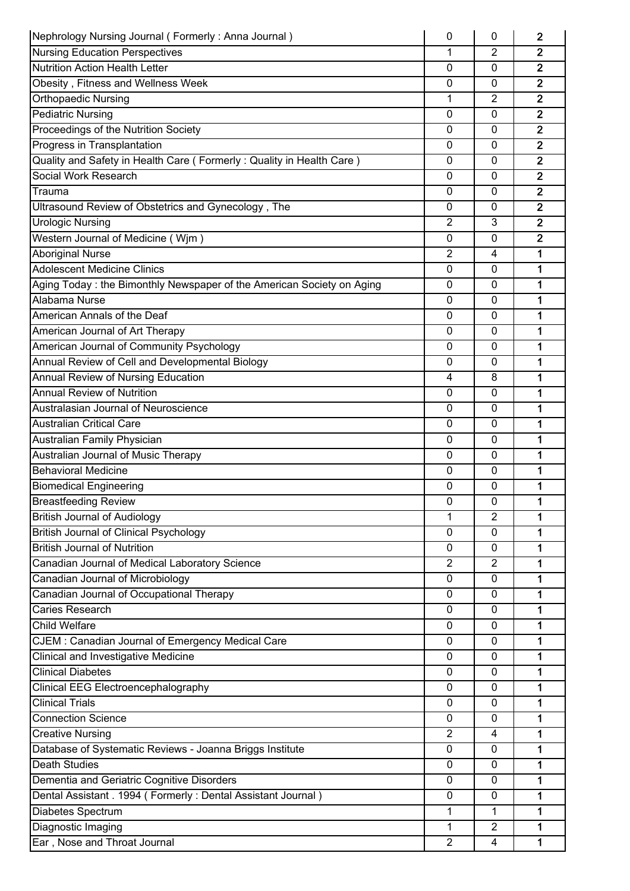| | | | |
|---|---|---|---|
| Nephrology Nursing Journal ( Formerly : Anna Journal ) | 0 | 0 | **2** |
| Nursing Education Perspectives | 1 | 2 | **2** |
| Nutrition Action Health Letter | 0 | 0 | **2** |
| Obesity , Fitness and Wellness Week | 0 | 0 | **2** |
| Orthopaedic Nursing | 1 | 2 | **2** |
| Pediatric Nursing | 0 | 0 | **2** |
| Proceedings of the Nutrition Society | 0 | 0 | **2** |
| Progress in Transplantation | 0 | 0 | **2** |
| Quality and Safety in Health Care ( Formerly : Quality in Health Care ) | 0 | 0 | **2** |
| Social Work Research | 0 | 0 | **2** |
| Trauma | 0 | 0 | **2** |
| Ultrasound Review of Obstetrics and Gynecology , The | 0 | 0 | **2** |
| Urologic Nursing | 2 | 3 | **2** |
| Western Journal of Medicine ( Wjm ) | 0 | 0 | **2** |
| Aboriginal Nurse | 2 | 4 | **1** |
| Adolescent Medicine Clinics | 0 | 0 | **1** |
| Aging Today : the Bimonthly Newspaper of the American Society on Aging | 0 | 0 | **1** |
| Alabama Nurse | 0 | 0 | **1** |
| American Annals of the Deaf | 0 | 0 | **1** |
| American Journal of Art Therapy | 0 | 0 | **1** |
| American Journal of Community Psychology | 0 | 0 | **1** |
| Annual Review of Cell and Developmental Biology | 0 | 0 | **1** |
| Annual Review of Nursing Education | 4 | 8 | **1** |
| Annual Review of Nutrition | 0 | 0 | **1** |
| Australasian Journal of Neuroscience | 0 | 0 | **1** |
| Australian Critical Care | 0 | 0 | **1** |
| Australian Family Physician | 0 | 0 | **1** |
| Australian Journal of Music Therapy | 0 | 0 | **1** |
| Behavioral Medicine | 0 | 0 | **1** |
| Biomedical Engineering | 0 | 0 | **1** |
| Breastfeeding Review | 0 | 0 | **1** |
| British Journal of Audiology | 1 | 2 | **1** |
| British Journal of Clinical Psychology | 0 | 0 | **1** |
| British Journal of Nutrition | 0 | 0 | **1** |
| Canadian Journal of Medical Laboratory Science | 2 | 2 | **1** |
| Canadian Journal of Microbiology | 0 | 0 | **1** |
| Canadian Journal of Occupational Therapy | 0 | 0 | **1** |
| Caries Research | 0 | 0 | **1** |
| Child Welfare | 0 | 0 | **1** |
| CJEM : Canadian Journal of Emergency Medical Care | 0 | 0 | **1** |
| Clinical and Investigative Medicine | 0 | 0 | **1** |
| Clinical Diabetes | 0 | 0 | **1** |
| Clinical EEG Electroencephalography | 0 | 0 | **1** |
| Clinical Trials | 0 | 0 | **1** |
| Connection Science | 0 | 0 | **1** |
| Creative Nursing | 2 | 4 | **1** |
| Database of Systematic Reviews - Joanna Briggs Institute | 0 | 0 | **1** |
| Death Studies | 0 | 0 | **1** |
| Dementia and Geriatric Cognitive Disorders | 0 | 0 | **1** |
| Dental Assistant . 1994 ( Formerly : Dental Assistant Journal ) | 0 | 0 | **1** |
| Diabetes Spectrum | 1 | 1 | **1** |
| Diagnostic Imaging | 1 | 2 | **1** |
| Ear , Nose and Throat Journal | 2 | 4 | **1** |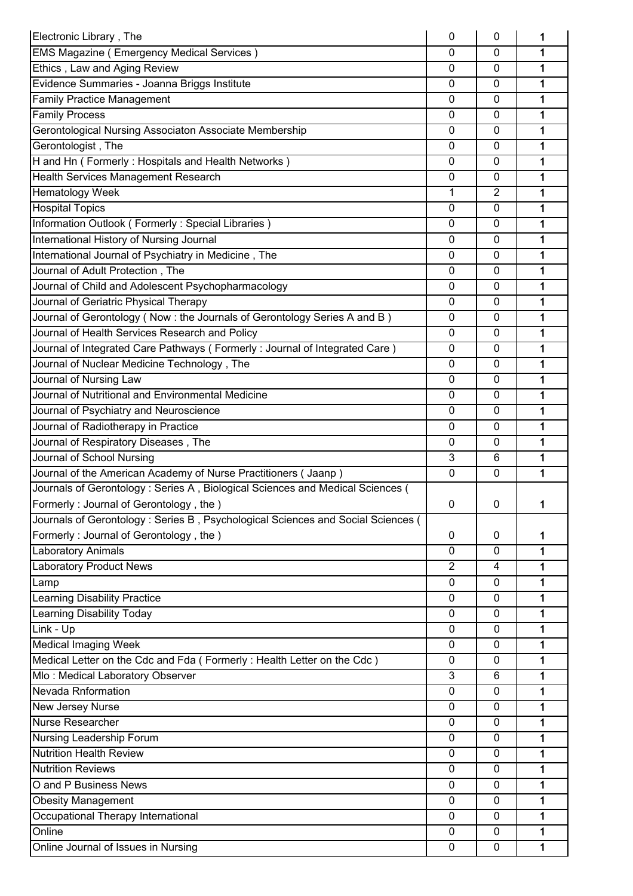| | | | |
|---|---|---|---|
| Electronic Library , The | 0 | 0 | 1 |
| EMS Magazine ( Emergency Medical Services ) | 0 | 0 | 1 |
| Ethics , Law and Aging Review | 0 | 0 | 1 |
| Evidence Summaries - Joanna Briggs Institute | 0 | 0 | 1 |
| Family Practice Management | 0 | 0 | 1 |
| Family Process | 0 | 0 | 1 |
| Gerontological Nursing Associaton Associate Membership | 0 | 0 | 1 |
| Gerontologist , The | 0 | 0 | 1 |
| H and Hn ( Formerly : Hospitals and Health Networks ) | 0 | 0 | 1 |
| Health Services Management Research | 0 | 0 | 1 |
| Hematology Week | 1 | 2 | 1 |
| Hospital Topics | 0 | 0 | 1 |
| Information Outlook ( Formerly : Special Libraries ) | 0 | 0 | 1 |
| International History of Nursing Journal | 0 | 0 | 1 |
| International Journal of Psychiatry in Medicine , The | 0 | 0 | 1 |
| Journal of Adult Protection , The | 0 | 0 | 1 |
| Journal of Child and Adolescent Psychopharmacology | 0 | 0 | 1 |
| Journal of Geriatric Physical Therapy | 0 | 0 | 1 |
| Journal of Gerontology ( Now : the Journals of Gerontology Series A and B ) | 0 | 0 | 1 |
| Journal of Health Services Research and Policy | 0 | 0 | 1 |
| Journal of Integrated Care Pathways ( Formerly : Journal of Integrated Care ) | 0 | 0 | 1 |
| Journal of Nuclear Medicine Technology , The | 0 | 0 | 1 |
| Journal of Nursing Law | 0 | 0 | 1 |
| Journal of Nutritional and Environmental Medicine | 0 | 0 | 1 |
| Journal of Psychiatry and Neuroscience | 0 | 0 | 1 |
| Journal of Radiotherapy in Practice | 0 | 0 | 1 |
| Journal of Respiratory Diseases , The | 0 | 0 | 1 |
| Journal of School Nursing | 3 | 6 | 1 |
| Journal of the American Academy of Nurse Practitioners ( Jaanp ) | 0 | 0 | 1 |
| Journals of Gerontology : Series A , Biological Sciences and Medical Sciences ( Formerly : Journal of Gerontology , the ) | 0 | 0 | 1 |
| Journals of Gerontology : Series B , Psychological Sciences and Social Sciences ( Formerly : Journal of Gerontology , the ) | 0 | 0 | 1 |
| Laboratory Animals | 0 | 0 | 1 |
| Laboratory Product News | 2 | 4 | 1 |
| Lamp | 0 | 0 | 1 |
| Learning Disability Practice | 0 | 0 | 1 |
| Learning Disability Today | 0 | 0 | 1 |
| Link - Up | 0 | 0 | 1 |
| Medical Imaging Week | 0 | 0 | 1 |
| Medical Letter on the Cdc and Fda ( Formerly : Health Letter on the Cdc ) | 0 | 0 | 1 |
| Mlo : Medical Laboratory Observer | 3 | 6 | 1 |
| Nevada Rnformation | 0 | 0 | 1 |
| New Jersey Nurse | 0 | 0 | 1 |
| Nurse Researcher | 0 | 0 | 1 |
| Nursing Leadership Forum | 0 | 0 | 1 |
| Nutrition Health Review | 0 | 0 | 1 |
| Nutrition Reviews | 0 | 0 | 1 |
| O and P Business News | 0 | 0 | 1 |
| Obesity Management | 0 | 0 | 1 |
| Occupational Therapy International | 0 | 0 | 1 |
| Online | 0 | 0 | 1 |
| Online Journal of Issues in Nursing | 0 | 0 | 1 |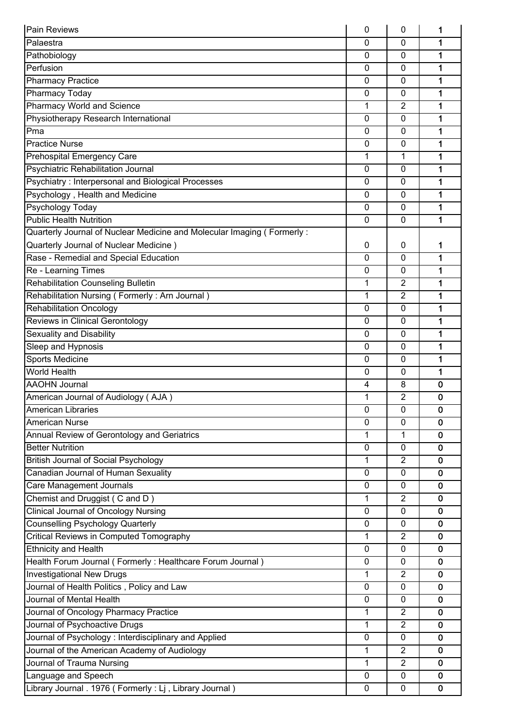| | | | |
|---|---|---|---|
| Pain Reviews | 0 | 0 | **1** |
| Palaestra | 0 | 0 | **1** |
| Pathobiology | 0 | 0 | **1** |
| Perfusion | 0 | 0 | **1** |
| Pharmacy Practice | 0 | 0 | **1** |
| Pharmacy Today | 0 | 0 | **1** |
| Pharmacy World and Science | 1 | 2 | **1** |
| Physiotherapy Research International | 0 | 0 | **1** |
| Pma | 0 | 0 | **1** |
| Practice Nurse | 0 | 0 | **1** |
| Prehospital Emergency Care | 1 | 1 | **1** |
| Psychiatric Rehabilitation Journal | 0 | 0 | **1** |
| Psychiatry : Interpersonal and Biological Processes | 0 | 0 | **1** |
| Psychology , Health and Medicine | 0 | 0 | **1** |
| Psychology Today | 0 | 0 | **1** |
| Public Health Nutrition | 0 | 0 | **1** |
| Quarterly Journal of Nuclear Medicine and Molecular Imaging ( Formerly : Quarterly Journal of Nuclear Medicine ) | 0 | 0 | **1** |
| Rase - Remedial and Special Education | 0 | 0 | **1** |
| Re - Learning Times | 0 | 0 | **1** |
| Rehabilitation Counseling Bulletin | 1 | 2 | **1** |
| Rehabilitation Nursing ( Formerly : Arn Journal ) | 1 | 2 | **1** |
| Rehabilitation Oncology | 0 | 0 | **1** |
| Reviews in Clinical Gerontology | 0 | 0 | **1** |
| Sexuality and Disability | 0 | 0 | **1** |
| Sleep and Hypnosis | 0 | 0 | **1** |
| Sports Medicine | 0 | 0 | **1** |
| World Health | 0 | 0 | **1** |
| AAOHN Journal | 4 | 8 | **0** |
| American Journal of Audiology ( AJA ) | 1 | 2 | **0** |
| American Libraries | 0 | 0 | **0** |
| American Nurse | 0 | 0 | **0** |
| Annual Review of Gerontology and Geriatrics | 1 | 1 | **0** |
| Better Nutrition | 0 | 0 | **0** |
| British Journal of Social Psychology | 1 | 2 | **0** |
| Canadian Journal of Human Sexuality | 0 | 0 | **0** |
| Care Management Journals | 0 | 0 | **0** |
| Chemist and Druggist ( C and D ) | 1 | 2 | **0** |
| Clinical Journal of Oncology Nursing | 0 | 0 | **0** |
| Counselling Psychology Quarterly | 0 | 0 | **0** |
| Critical Reviews in Computed Tomography | 1 | 2 | **0** |
| Ethnicity and Health | 0 | 0 | **0** |
| Health Forum Journal ( Formerly : Healthcare Forum Journal ) | 0 | 0 | **0** |
| Investigational New Drugs | 1 | 2 | **0** |
| Journal of Health Politics , Policy and Law | 0 | 0 | **0** |
| Journal of Mental Health | 0 | 0 | **0** |
| Journal of Oncology Pharmacy Practice | 1 | 2 | **0** |
| Journal of Psychoactive Drugs | 1 | 2 | **0** |
| Journal of Psychology : Interdisciplinary and Applied | 0 | 0 | **0** |
| Journal of the American Academy of Audiology | 1 | 2 | **0** |
| Journal of Trauma Nursing | 1 | 2 | **0** |
| Language and Speech | 0 | 0 | **0** |
| Library Journal . 1976 ( Formerly : Lj , Library Journal ) | 0 | 0 | **0** |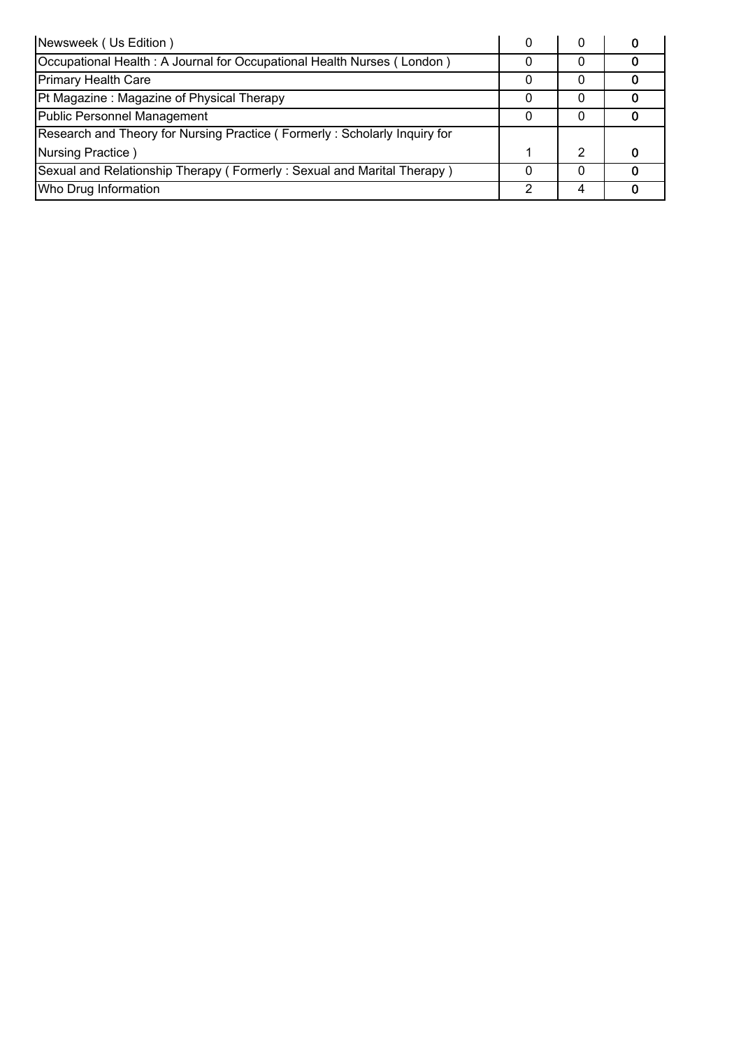| | | | |
|---|---|---|---|
| Newsweek ( Us Edition ) | 0 | 0 | 0 |
| Occupational Health : A Journal for Occupational Health Nurses ( London ) | 0 | 0 | 0 |
| Primary Health Care | 0 | 0 | 0 |
| Pt Magazine : Magazine of Physical Therapy | 0 | 0 | 0 |
| Public Personnel Management | 0 | 0 | 0 |
| Research and Theory for Nursing Practice ( Formerly : Scholarly Inquiry for Nursing Practice ) | 1 | 2 | 0 |
| Sexual and Relationship Therapy ( Formerly : Sexual and Marital Therapy ) | 0 | 0 | 0 |
| Who Drug Information | 2 | 4 | 0 |